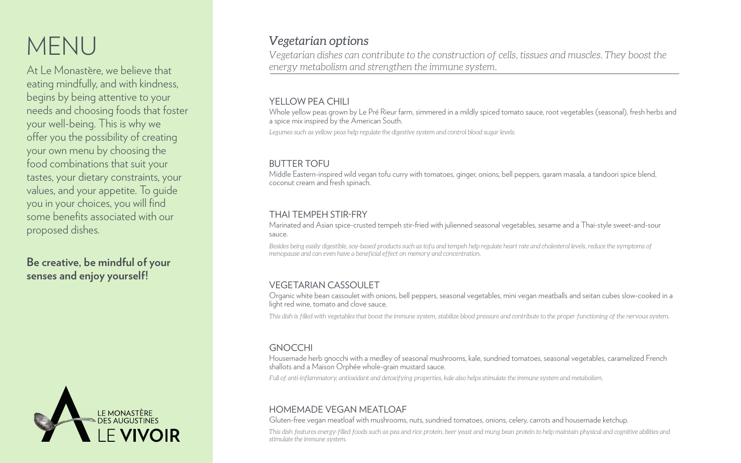# MENU

At Le Monastère, we believe that eating mindfully, and with kindness, begins by being attentive to your needs and choosing foods that foster your well-being. This is why we offer you the possibility of creating your own menu by choosing the food combinations that suit your tastes, your dietary constraints, your values, and your appetite. To guide you in your choices, you will find some benefits associated with our proposed dishes.

**Be creative, be mindful of your senses and enjoy yourself!**

LE MONASTÈRE DES AUGUSTINES
LE **VIVOIR**

## *Vegetarian options*

*Vegetarian dishes can contribute to the construction of cells, tissues and muscles. They boost the energy metabolism and strengthen the immune system.*

### YELLOW PEA CHILI

Whole yellow peas grown by Le Pré Rieur farm, simmered in a mildly spiced tomato sauce, root vegetables (seasonal), fresh herbs and a spice mix inspired by the American South.

*Legumes such as yellow peas help regulate the digestive system and control blood sugar levels.*

### BUTTER TOFU

Middle Eastern-inspired wild vegan tofu curry with tomatoes, ginger, onions, bell peppers, garam masala, a tandoori spice blend, coconut cream and fresh spinach.

### THAI TEMPEH STIR-FRY

Marinated and Asian spice-crusted tempeh stir-fried with julienned seasonal vegetables, sesame and a Thai-style sweet-and-sour sauce.

*Besides being easily digestible, soy-based products such as tofu and tempeh help regulate heart rate and cholesterol levels, reduce the symptoms of menopause and can even have a beneficial effect on memory and concentration.*

### VEGETARIAN CASSOULET

Organic white bean cassoulet with onions, bell peppers, seasonal vegetables, mini vegan meatballs and seitan cubes slow-cooked in a light red wine, tomato and clove sauce.

*This dish is filled with vegetables that boost the immune system, stabilize blood pressure and contribute to the proper functioning of the nervous system.*

### GNOCCHI

Housemade herb gnocchi with a medley of seasonal mushrooms, kale, sundried tomatoes, seasonal vegetables, caramelized French shallots and a Maison Orphée whole-grain mustard sauce.

*Full of anti-inflammatory, antioxidant and detoxifying properties, kale also helps stimulate the immune system and metabolism.*

### HOMEMADE VEGAN MEATLOAF

Gluten-free vegan meatloaf with mushrooms, nuts, sundried tomatoes, onions, celery, carrots and housemade ketchup.

*This dish features energy-filled foods such as pea and rice protein, beer yeast and mung bean protein to help maintain physical and cognitive abilities and stimulate the immune system.*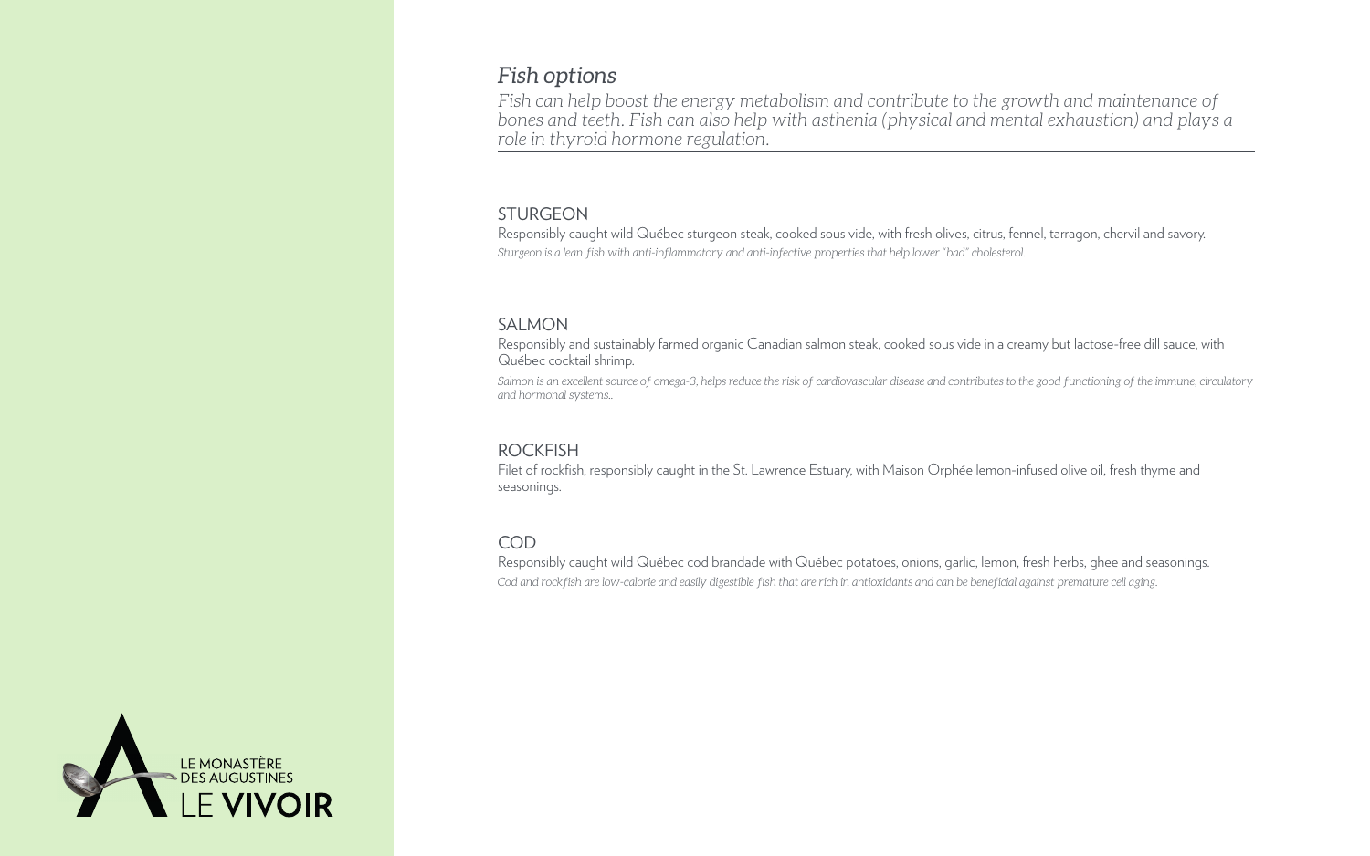## *Fish options*

*Fish can help boost the energy metabolism and contribute to the growth and maintenance of bones and teeth. Fish can also help with asthenia (physical and mental exhaustion) and plays a role in thyroid hormone regulation.*

---

### STURGEON

Responsibly caught wild Québec sturgeon steak, cooked sous vide, with fresh olives, citrus, fennel, tarragon, chervil and savory.

*Sturgeon is a lean fish with anti-inflammatory and anti-infective properties that help lower "bad" cholesterol.*

### SALMON

Responsibly and sustainably farmed organic Canadian salmon steak, cooked sous vide in a creamy but lactose-free dill sauce, with Québec cocktail shrimp.

*Salmon is an excellent source of omega-3, helps reduce the risk of cardiovascular disease and contributes to the good functioning of the immune, circulatory and hormonal systems..*

### ROCKFISH

Filet of rockfish, responsibly caught in the St. Lawrence Estuary, with Maison Orphée lemon-infused olive oil, fresh thyme and seasonings.

### COD

Responsibly caught wild Québec cod brandade with Québec potatoes, onions, garlic, lemon, fresh herbs, ghee and seasonings.

*Cod and rockfish are low-calorie and easily digestible fish that are rich in antioxidants and can be beneficial against premature cell aging.*

LE MONASTÈRE DES AUGUSTINES
LE **VIVOIR**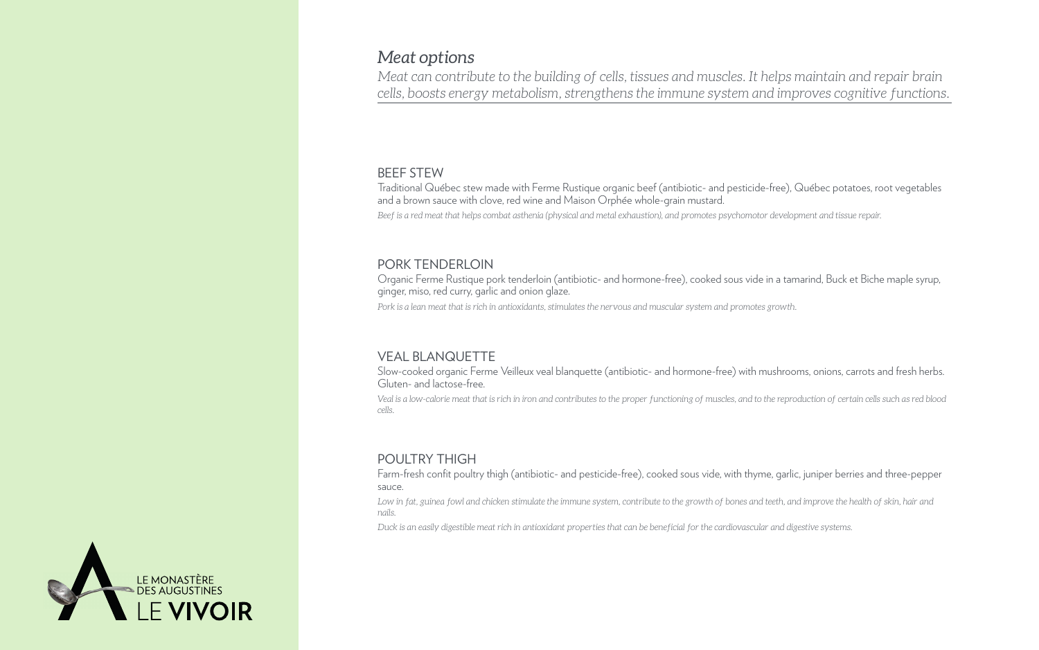# *Meat options*

*Meat can contribute to the building of cells, tissues and muscles. It helps maintain and repair brain cells, boosts energy metabolism, strengthens the immune system and improves cognitive functions.*

## BEEF STEW

Traditional Québec stew made with Ferme Rustique organic beef (antibiotic- and pesticide-free), Québec potatoes, root vegetables and a brown sauce with clove, red wine and Maison Orphée whole-grain mustard.

*Beef is a red meat that helps combat asthenia (physical and metal exhaustion), and promotes psychomotor development and tissue repair.*

## PORK TENDERLOIN

Organic Ferme Rustique pork tenderloin (antibiotic- and hormone-free), cooked sous vide in a tamarind, Buck et Biche maple syrup, ginger, miso, red curry, garlic and onion glaze.

*Pork is a lean meat that is rich in antioxidants, stimulates the nervous and muscular system and promotes growth.*

## VEAL BLANQUETTE

Slow-cooked organic Ferme Veilleux veal blanquette (antibiotic- and hormone-free) with mushrooms, onions, carrots and fresh herbs. Gluten- and lactose-free.

*Veal is a low-calorie meat that is rich in iron and contributes to the proper functioning of muscles, and to the reproduction of certain cells such as red blood cells.*

## POULTRY THIGH

Farm-fresh confit poultry thigh (antibiotic- and pesticide-free), cooked sous vide, with thyme, garlic, juniper berries and three-pepper sauce.

*Low in fat, guinea fowl and chicken stimulate the immune system, contribute to the growth of bones and teeth, and improve the health of skin, hair and nails.*

*Duck is an easily digestible meat rich in antioxidant properties that can be beneficial for the cardiovascular and digestive systems.*

LE MONASTÈRE DES AUGUSTINES
LE **VIVOIR**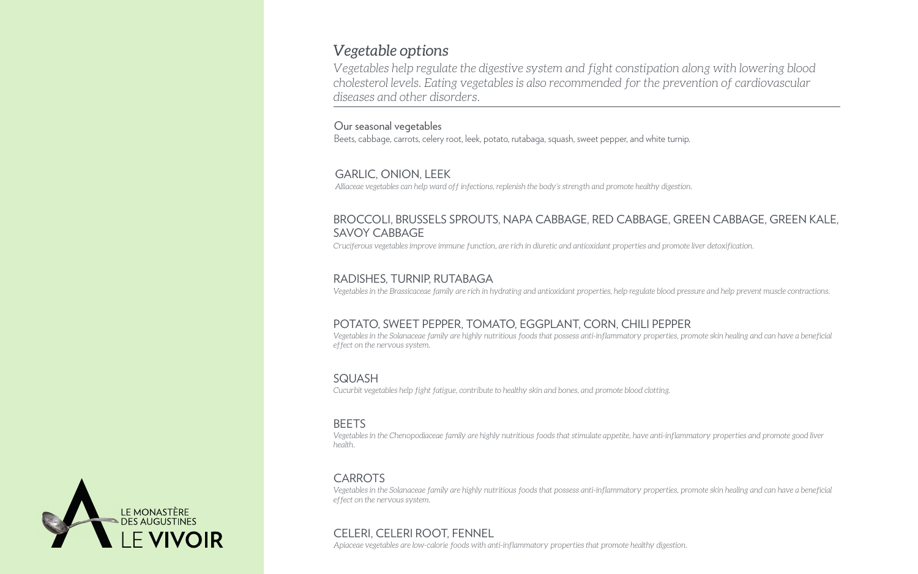## *Vegetable options*

*Vegetables help regulate the digestive system and fight constipation along with lowering blood cholesterol levels. Eating vegetables is also recommended for the prevention of cardiovascular diseases and other disorders.*

---

### Our seasonal vegetables

Beets, cabbage, carrots, celery root, leek, potato, rutabaga, squash, sweet pepper, and white turnip.

### GARLIC, ONION, LEEK

*Alliaceae vegetables can help ward off infections, replenish the body's strength and promote healthy digestion.*

### BROCCOLI, BRUSSELS SPROUTS, NAPA CABBAGE, RED CABBAGE, GREEN CABBAGE, GREEN KALE, SAVOY CABBAGE

*Cruciferous vegetables improve immune function, are rich in diuretic and antioxidant properties and promote liver detoxification.*

### RADISHES, TURNIP, RUTABAGA

*Vegetables in the Brassicaceae family are rich in hydrating and antioxidant properties, help regulate blood pressure and help prevent muscle contractions.*

### POTATO, SWEET PEPPER, TOMATO, EGGPLANT, CORN, CHILI PEPPER

*Vegetables in the Solanaceae family are highly nutritious foods that possess anti-inflammatory properties, promote skin healing and can have a beneficial effect on the nervous system.*

### SQUASH

*Cucurbit vegetables help fight fatigue, contribute to healthy skin and bones, and promote blood clotting.*

### BEETS

*Vegetables in the Chenopodiaceae family are highly nutritious foods that stimulate appetite, have anti-inflammatory properties and promote good liver health.*

### CARROTS

*Vegetables in the Solanaceae family are highly nutritious foods that possess anti-inflammatory properties, promote skin healing and can have a beneficial effect on the nervous system.*

### CELERI, CELERI ROOT, FENNEL

*Apiaceae vegetables are low-calorie foods with anti-inflammatory properties that promote healthy digestion.*

LE MONASTÈRE DES AUGUSTINES
LE **VIVOIR**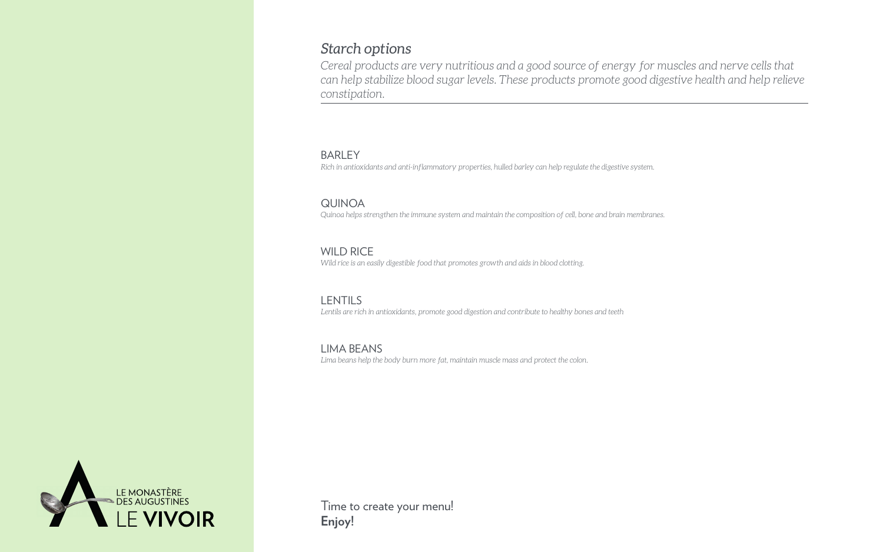## *Starch options*

*Cereal products are very nutritious and a good source of energy for muscles and nerve cells that can help stabilize blood sugar levels. These products promote good digestive health and help relieve constipation.*

---

BARLEY

*Rich in antioxidants and anti-inflammatory properties, hulled barley can help regulate the digestive system.*

QUINOA

*Quinoa helps strengthen the immune system and maintain the composition of cell, bone and brain membranes.*

WILD RICE

*Wild rice is an easily digestible food that promotes growth and aids in blood clotting.*

LENTILS

*Lentils are rich in antioxidants, promote good digestion and contribute to healthy bones and teeth*

LIMA BEANS

*Lima beans help the body burn more fat, maintain muscle mass and protect the colon.*

LE MONASTÈRE DES AUGUSTINES
LE **VIVOIR**

Time to create your menu!
**Enjoy!**